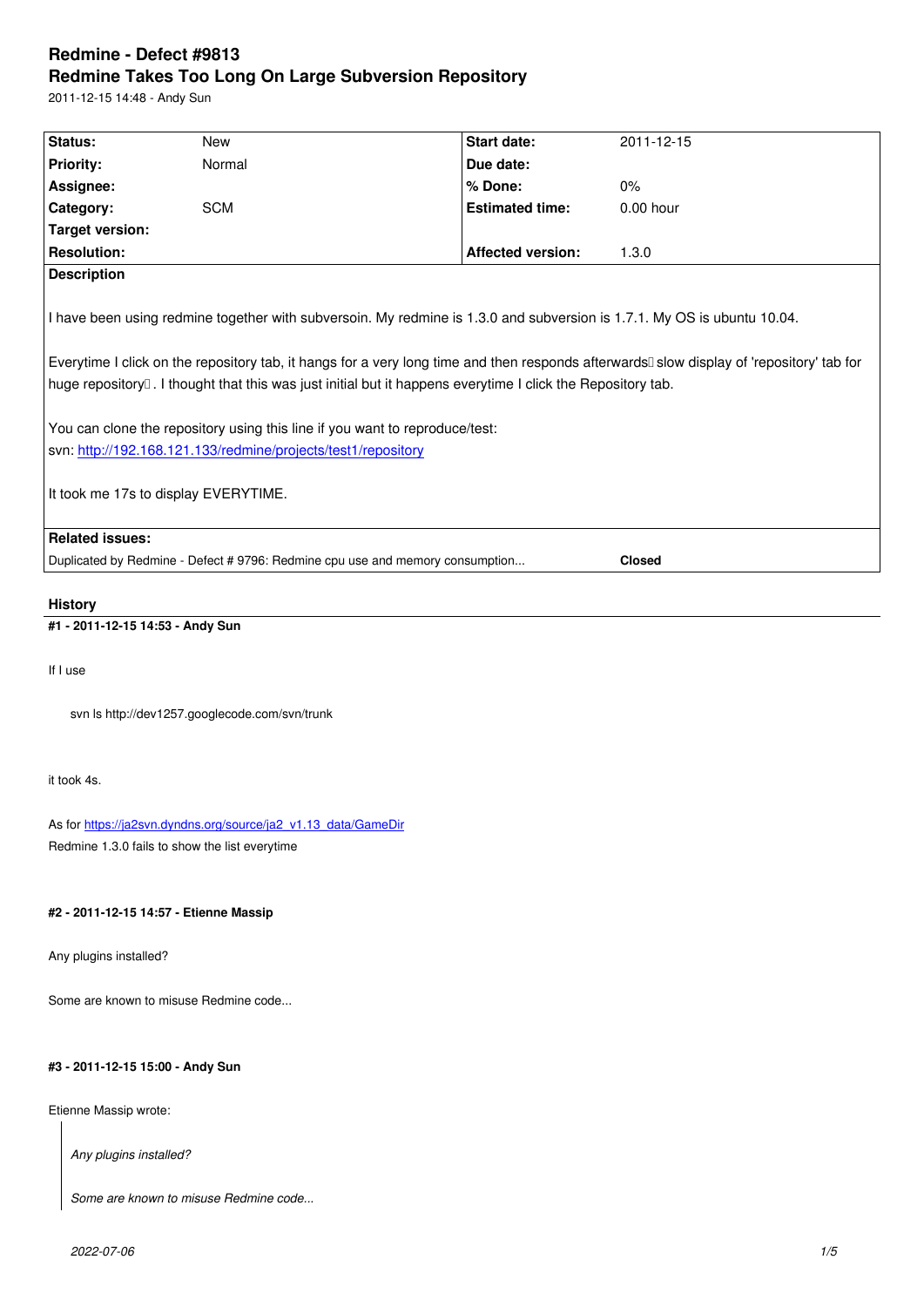# Redmine - Defect #9813
# Redmine Takes Too Long On Large Subversion Repository

2011-12-15 14:48 - Andy Sun

| Status: | New | Start date: | 2011-12-15 |
|---|---|---|---|
| Priority: | Normal | Due date: | |
| Assignee: | | % Done: | 0% |
| Category: | SCM | Estimated time: | 0.00 hour |
| Target version: | | | |
| Resolution: | | Affected version: | 1.3.0 |

**Description**

I have been using redmine together with subversoin. My redmine is 1.3.0 and subversion is 1.7.1. My OS is ubuntu 10.04.

Everytime I click on the repository tab, it hangs for a very long time and then responds afterwards slow display of 'repository' tab for huge repository . I thought that this was just initial but it happens everytime I click the Repository tab.

You can clone the repository using this line if you want to reproduce/test:
svn: http://192.168.121.133/redmine/projects/test1/repository

It took me 17s to display EVERYTIME.

**Related issues:**

Duplicated by Redmine - Defect # 9796: Redmine cpu use and memory consumption... **Closed**

## History

#### #1 - 2011-12-15 14:53 - Andy Sun

If I use

```
svn ls http://dev1257.googlecode.com/svn/trunk
```

it took 4s.

As for https://ja2svn.dyndns.org/source/ja2_v1.13_data/GameDir
Redmine 1.3.0 fails to show the list everytime

#### #2 - 2011-12-15 14:57 - Etienne Massip

Any plugins installed?

Some are known to misuse Redmine code...

#### #3 - 2011-12-15 15:00 - Andy Sun

Etienne Massip wrote:

> *Any plugins installed?*
>
> *Some are known to misuse Redmine code...*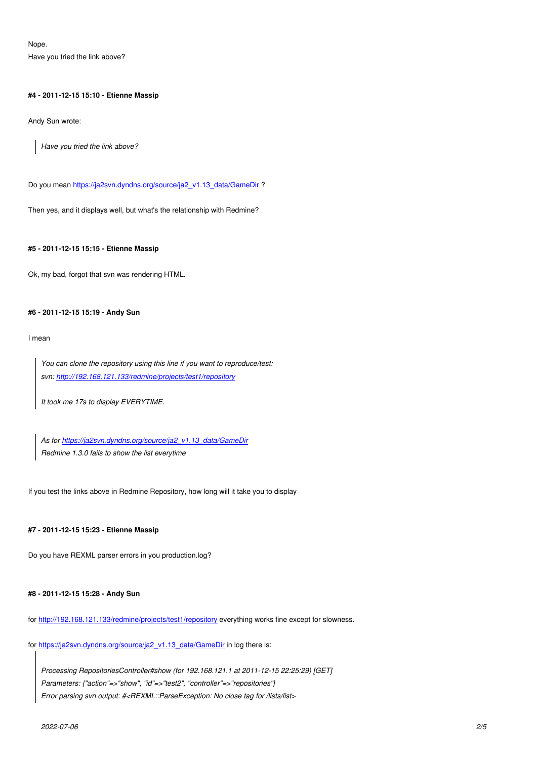Nope.

Have you tried the link above?

#### #4 - 2011-12-15 15:10 - Etienne Massip

Andy Sun wrote:

> *Have you tried the link above?*

Do you mean [https://ja2svn.dyndns.org/source/ja2_v1.13_data/GameDir](https://ja2svn.dyndns.org/source/ja2_v1.13_data/GameDir) ?

Then yes, and it displays well, but what's the relationship with Redmine?

#### #5 - 2011-12-15 15:15 - Etienne Massip

Ok, my bad, forgot that svn was rendering HTML.

#### #6 - 2011-12-15 15:19 - Andy Sun

I mean

> *You can clone the repository using this line if you want to reproduce/test:*
> *svn: [http://192.168.121.133/redmine/projects/test1/repository](http://192.168.121.133/redmine/projects/test1/repository)*
>
> *It took me 17s to display EVERYTIME.*

> *As for [https://ja2svn.dyndns.org/source/ja2_v1.13_data/GameDir](https://ja2svn.dyndns.org/source/ja2_v1.13_data/GameDir)*
> *Redmine 1.3.0 fails to show the list everytime*

If you test the links above in Redmine Repository, how long will it take you to display

#### #7 - 2011-12-15 15:23 - Etienne Massip

Do you have REXML parser errors in you production.log?

#### #8 - 2011-12-15 15:28 - Andy Sun

for [http://192.168.121.133/redmine/projects/test1/repository](http://192.168.121.133/redmine/projects/test1/repository) everything works fine except for slowness.

for [https://ja2svn.dyndns.org/source/ja2_v1.13_data/GameDir](https://ja2svn.dyndns.org/source/ja2_v1.13_data/GameDir) in log there is:

> *Processing RepositoriesController#show (for 192.168.121.1 at 2011-12-15 22:25:29) [GET]*
> *Parameters: {"action"=>"show", "id"=>"test2", "controller"=>"repositories"}*
> *Error parsing svn output: #<REXML::ParseException: No close tag for /lists/list>*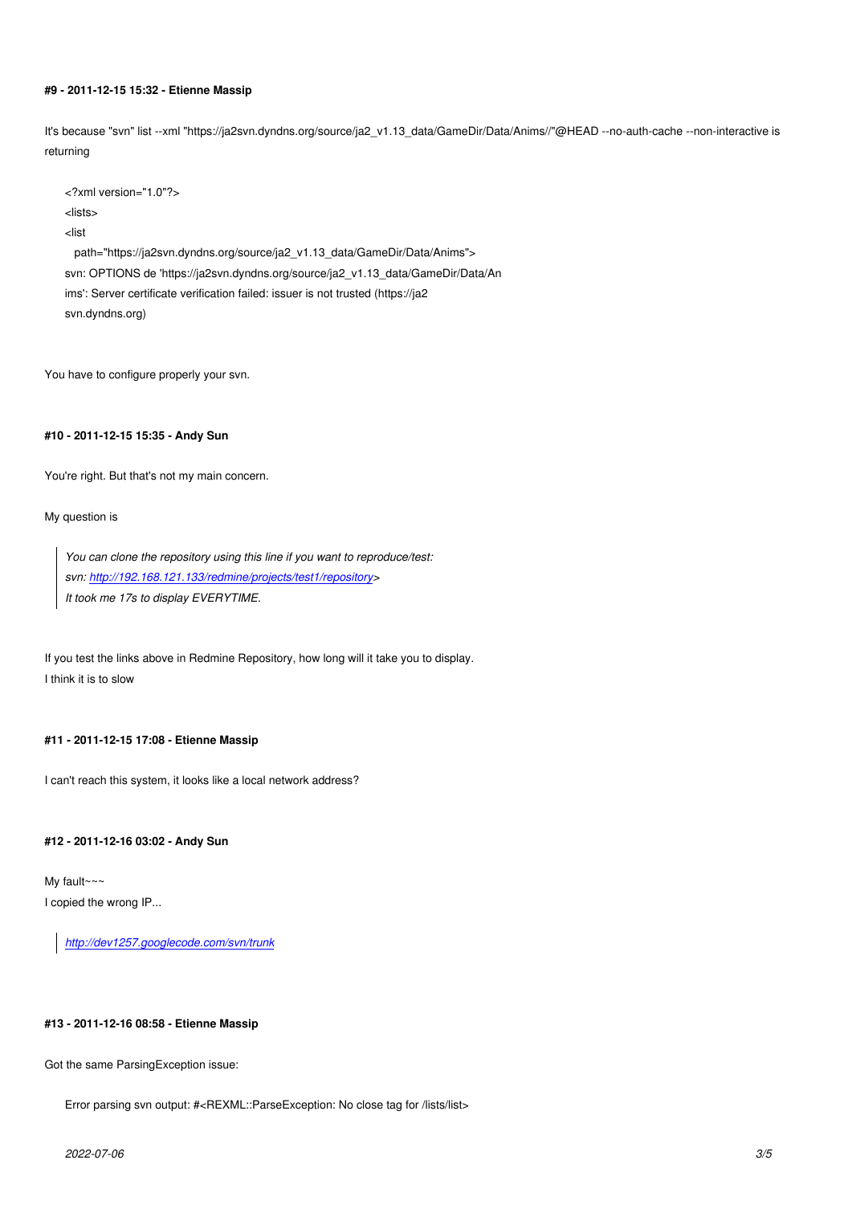#### #9 - 2011-12-15 15:32 - Etienne Massip

It's because "svn" list --xml "https://ja2svn.dyndns.org/source/ja2_v1.13_data/GameDir/Data/Anims//"@HEAD --no-auth-cache --non-interactive is returning

```
<?xml version="1.0"?>
<lists>
<list
  path="https://ja2svn.dyndns.org/source/ja2_v1.13_data/GameDir/Data/Anims">
svn: OPTIONS de 'https://ja2svn.dyndns.org/source/ja2_v1.13_data/GameDir/Data/An
ims': Server certificate verification failed: issuer is not trusted (https://ja2
svn.dyndns.org)
```

You have to configure properly your svn.

#### #10 - 2011-12-15 15:35 - Andy Sun

You're right. But that's not my main concern.

My question is

> *You can clone the repository using this line if you want to reproduce/test:*
> *svn: [http://192.168.121.133/redmine/projects/test1/repository](http://192.168.121.133/redmine/projects/test1/repository)>*
> *It took me 17s to display EVERYTIME.*

If you test the links above in Redmine Repository, how long will it take you to display.
I think it is to slow

#### #11 - 2011-12-15 17:08 - Etienne Massip

I can't reach this system, it looks like a local network address?

#### #12 - 2011-12-16 03:02 - Andy Sun

My fault~~~
I copied the wrong IP...

> *[http://dev1257.googlecode.com/svn/trunk](http://dev1257.googlecode.com/svn/trunk)*

#### #13 - 2011-12-16 08:58 - Etienne Massip

Got the same ParsingException issue:

```
Error parsing svn output: #<REXML::ParseException: No close tag for /lists/list>
```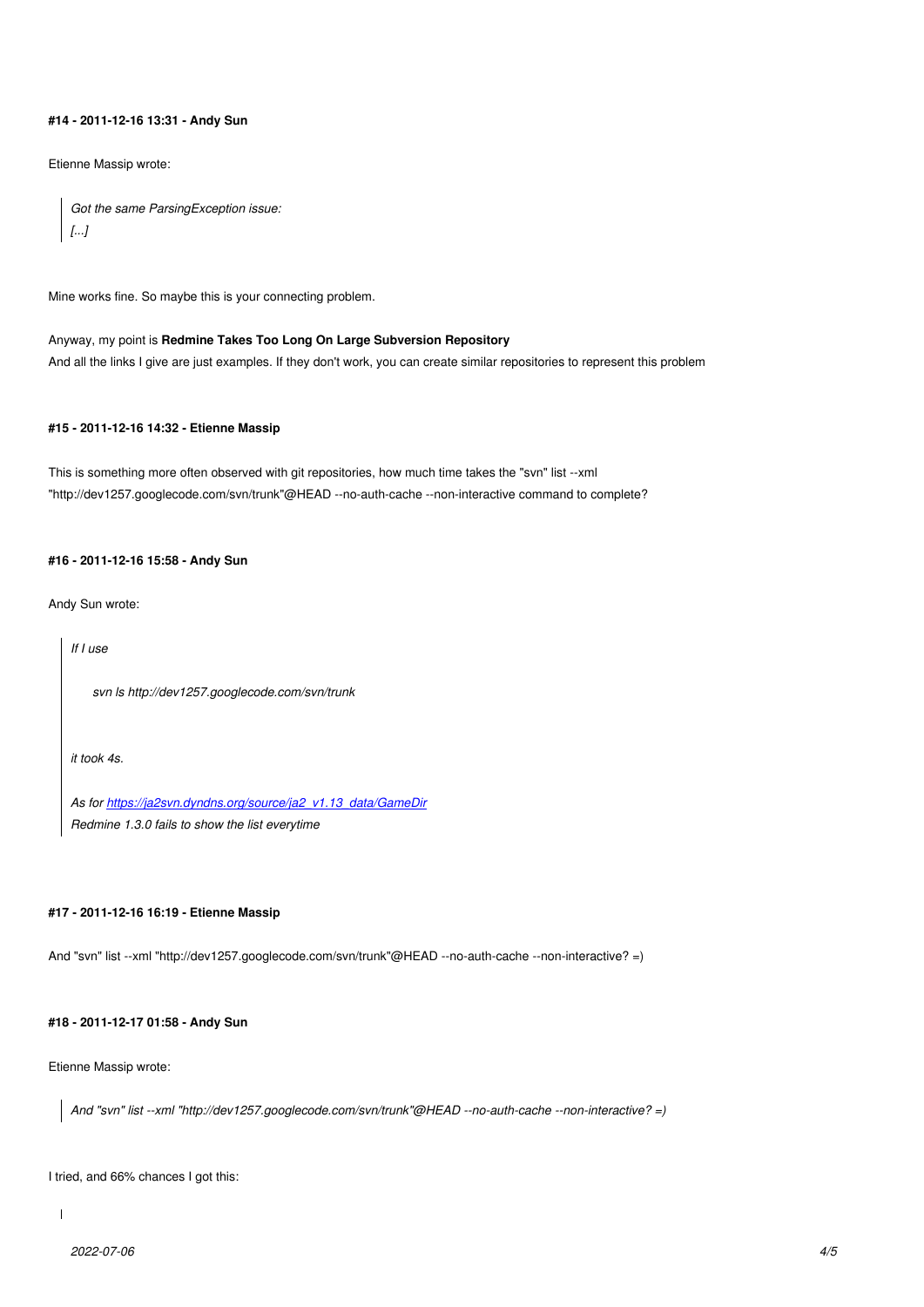#### #14 - 2011-12-16 13:31 - Andy Sun

Etienne Massip wrote:

> *Got the same ParsingException issue:*
> *[...]*

Mine works fine. So maybe this is your connecting problem.

Anyway, my point is **Redmine Takes Too Long On Large Subversion Repository**
And all the links I give are just examples. If they don't work, you can create similar repositories to represent this problem

#### #15 - 2011-12-16 14:32 - Etienne Massip

This is something more often observed with git repositories, how much time takes the "svn" list --xml "http://dev1257.googlecode.com/svn/trunk"@HEAD --no-auth-cache --non-interactive command to complete?

#### #16 - 2011-12-16 15:58 - Andy Sun

Andy Sun wrote:

> *If I use*
>
> *svn ls http://dev1257.googlecode.com/svn/trunk*
>
> *it took 4s.*
>
> *As for [https://ja2svn.dyndns.org/source/ja2_v1.13_data/GameDir](https://ja2svn.dyndns.org/source/ja2_v1.13_data/GameDir)*
> *Redmine 1.3.0 fails to show the list everytime*

#### #17 - 2011-12-16 16:19 - Etienne Massip

And "svn" list --xml "http://dev1257.googlecode.com/svn/trunk"@HEAD --no-auth-cache --non-interactive? =)

#### #18 - 2011-12-17 01:58 - Andy Sun

Etienne Massip wrote:

> *And "svn" list --xml "http://dev1257.googlecode.com/svn/trunk"@HEAD --no-auth-cache --non-interactive? =)*

I tried, and 66% chances I got this: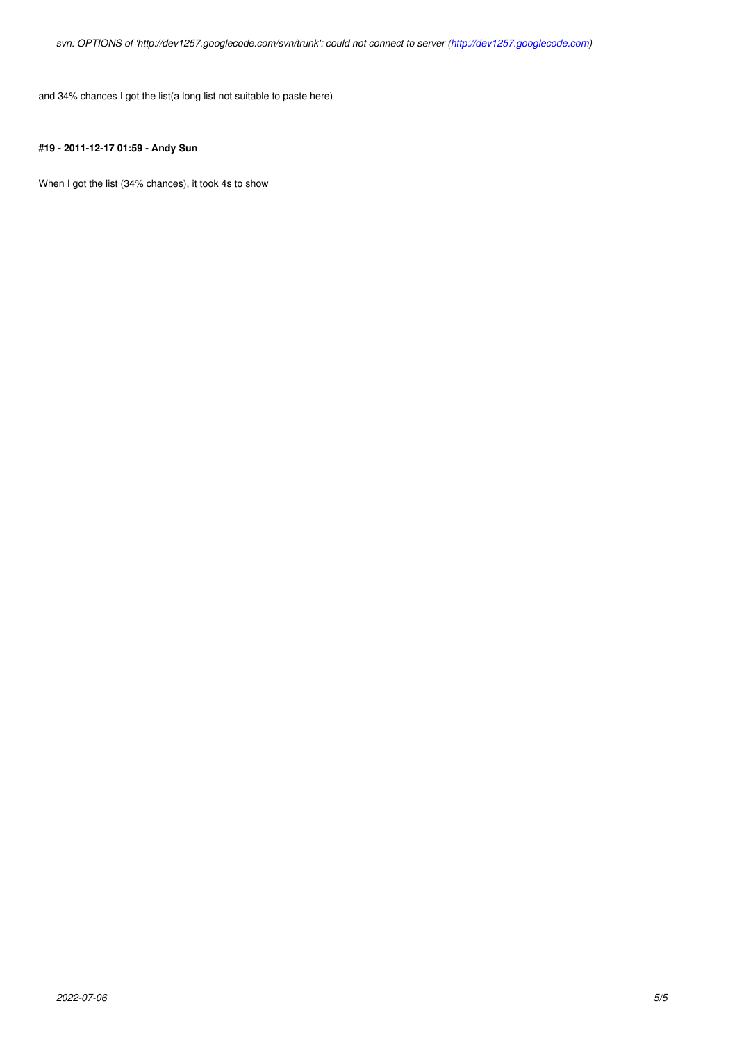> *svn: OPTIONS of 'http://dev1257.googlecode.com/svn/trunk': could not connect to server (http://dev1257.googlecode.com)*

and 34% chances I got the list(a long list not suitable to paste here)

**#19 - 2011-12-17 01:59 - Andy Sun**

When I got the list (34% chances), it took 4s to show